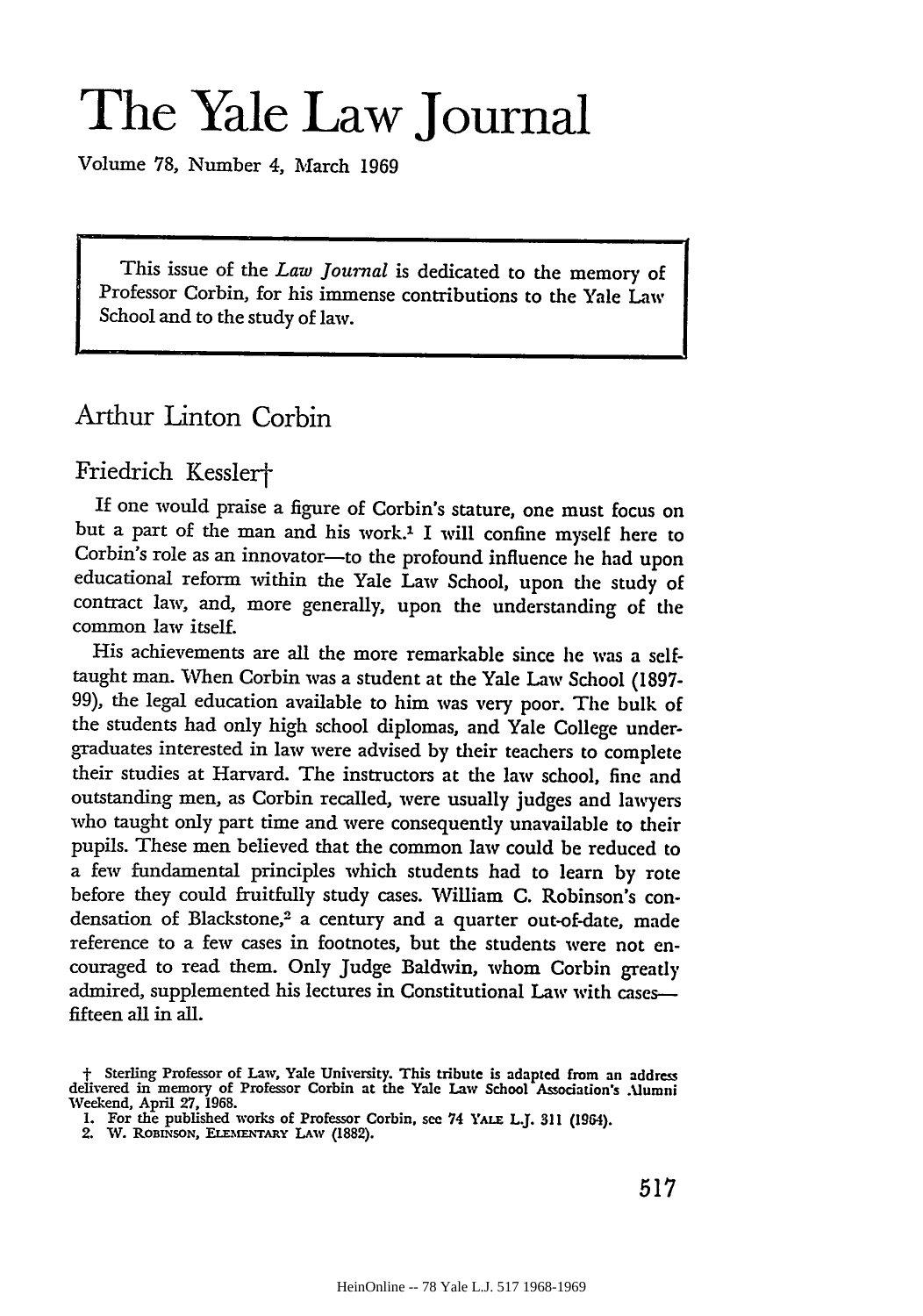# The Yale Law Journal

Volume 78, Number 4, March 1969

> This issue of the *Law Journal* is dedicated to the memory of Professor Corbin, for his immense contributions to the Yale Law School and to the study of law.

## Arthur Linton Corbin

### Friedrich Kessler†

If one would praise a figure of Corbin's stature, one must focus on but a part of the man and his work.[1] I will confine myself here to Corbin's role as an innovator—to the profound influence he had upon educational reform within the Yale Law School, upon the study of contract law, and, more generally, upon the understanding of the common law itself.

His achievements are all the more remarkable since he was a self-taught man. When Corbin was a student at the Yale Law School (1897-99), the legal education available to him was very poor. The bulk of the students had only high school diplomas, and Yale College undergraduates interested in law were advised by their teachers to complete their studies at Harvard. The instructors at the law school, fine and outstanding men, as Corbin recalled, were usually judges and lawyers who taught only part time and were consequently unavailable to their pupils. These men believed that the common law could be reduced to a few fundamental principles which students had to learn by rote before they could fruitfully study cases. William C. Robinson's condensation of Blackstone,[2] a century and a quarter out-of-date, made reference to a few cases in footnotes, but the students were not encouraged to read them. Only Judge Baldwin, whom Corbin greatly admired, supplemented his lectures in Constitutional Law with cases—fifteen all in all.

† Sterling Professor of Law, Yale University. This tribute is adapted from an address delivered in memory of Professor Corbin at the Yale Law School Association's Alumni Weekend, April 27, 1968.

1. For the published works of Professor Corbin, see 74 YALE L.J. 311 (1964).
2. W. ROBINSON, ELEMENTARY LAW (1882).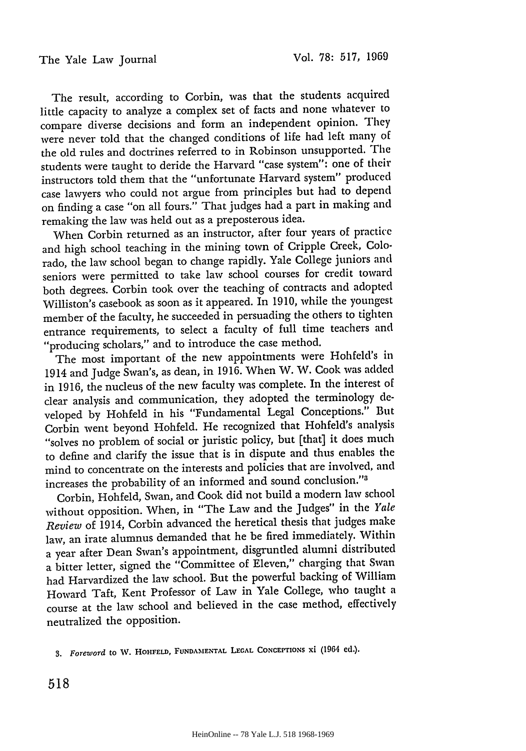The result, according to Corbin, was that the students acquired little capacity to analyze a complex set of facts and none whatever to compare diverse decisions and form an independent opinion. They were never told that the changed conditions of life had left many of the old rules and doctrines referred to in Robinson unsupported. The students were taught to deride the Harvard "case system": one of their instructors told them that the "unfortunate Harvard system" produced case lawyers who could not argue from principles but had to depend on finding a case "on all fours." That judges had a part in making and remaking the law was held out as a preposterous idea.

When Corbin returned as an instructor, after four years of practice and high school teaching in the mining town of Cripple Creek, Colorado, the law school began to change rapidly. Yale College juniors and seniors were permitted to take law school courses for credit toward both degrees. Corbin took over the teaching of contracts and adopted Williston's casebook as soon as it appeared. In 1910, while the youngest member of the faculty, he succeeded in persuading the others to tighten entrance requirements, to select a faculty of full time teachers and "producing scholars," and to introduce the case method.

The most important of the new appointments were Hohfeld's in 1914 and Judge Swan's, as dean, in 1916. When W. W. Cook was added in 1916, the nucleus of the new faculty was complete. In the interest of clear analysis and communication, they adopted the terminology developed by Hohfeld in his "Fundamental Legal Conceptions." But Corbin went beyond Hohfeld. He recognized that Hohfeld's analysis "solves no problem of social or juristic policy, but [that] it does much to define and clarify the issue that is in dispute and thus enables the mind to concentrate on the interests and policies that are involved, and increases the probability of an informed and sound conclusion."[3]

Corbin, Hohfeld, Swan, and Cook did not build a modern law school without opposition. When, in "The Law and the Judges" in the *Yale Review* of 1914, Corbin advanced the heretical thesis that judges make law, an irate alumnus demanded that he be fired immediately. Within a year after Dean Swan's appointment, disgruntled alumni distributed a bitter letter, signed the "Committee of Eleven," charging that Swan had Harvardized the law school. But the powerful backing of William Howard Taft, Kent Professor of Law in Yale College, who taught a course at the law school and believed in the case method, effectively neutralized the opposition.

3. *Foreword* to W. HOHFELD, FUNDAMENTAL LEGAL CONCEPTIONS xi (1964 ed.).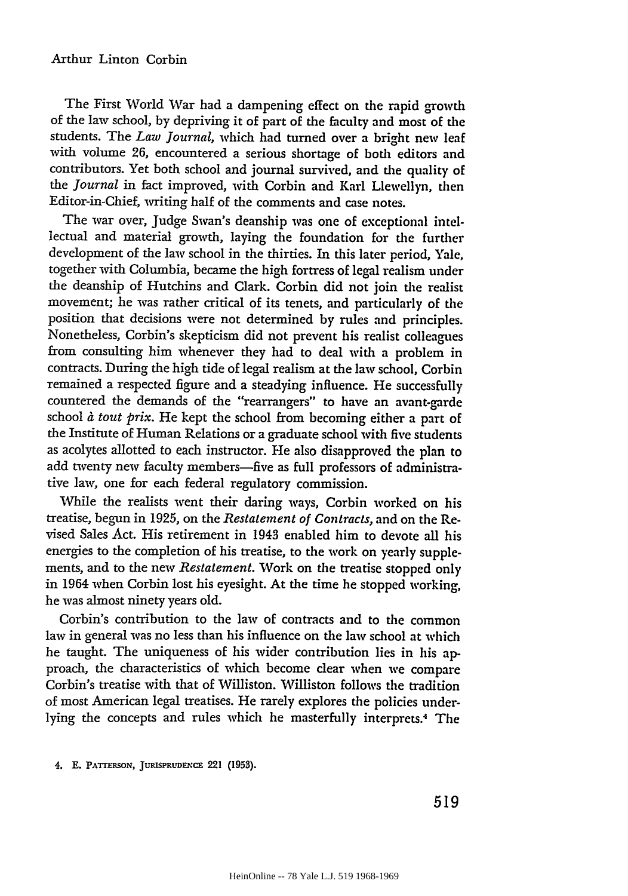The First World War had a dampening effect on the rapid growth of the law school, by depriving it of part of the faculty and most of the students. The *Law Journal*, which had turned over a bright new leaf with volume 26, encountered a serious shortage of both editors and contributors. Yet both school and journal survived, and the quality of the *Journal* in fact improved, with Corbin and Karl Llewellyn, then Editor-in-Chief, writing half of the comments and case notes.

The war over, Judge Swan's deanship was one of exceptional intellectual and material growth, laying the foundation for the further development of the law school in the thirties. In this later period, Yale, together with Columbia, became the high fortress of legal realism under the deanship of Hutchins and Clark. Corbin did not join the realist movement; he was rather critical of its tenets, and particularly of the position that decisions were not determined by rules and principles. Nonetheless, Corbin's skepticism did not prevent his realist colleagues from consulting him whenever they had to deal with a problem in contracts. During the high tide of legal realism at the law school, Corbin remained a respected figure and a steadying influence. He successfully countered the demands of the "rearrangers" to have an avant-garde school *à tout prix*. He kept the school from becoming either a part of the Institute of Human Relations or a graduate school with five students as acolytes allotted to each instructor. He also disapproved the plan to add twenty new faculty members—five as full professors of administrative law, one for each federal regulatory commission.

While the realists went their daring ways, Corbin worked on his treatise, begun in 1925, on the *Restatement of Contracts*, and on the Revised Sales Act. His retirement in 1943 enabled him to devote all his energies to the completion of his treatise, to the work on yearly supplements, and to the new *Restatement*. Work on the treatise stopped only in 1964 when Corbin lost his eyesight. At the time he stopped working, he was almost ninety years old.

Corbin's contribution to the law of contracts and to the common law in general was no less than his influence on the law school at which he taught. The uniqueness of his wider contribution lies in his approach, the characteristics of which become clear when we compare Corbin's treatise with that of Williston. Williston follows the tradition of most American legal treatises. He rarely explores the policies underlying the concepts and rules which he masterfully interprets.[4] The

4. E. PATTERSON, JURISPRUDENCE 221 (1953).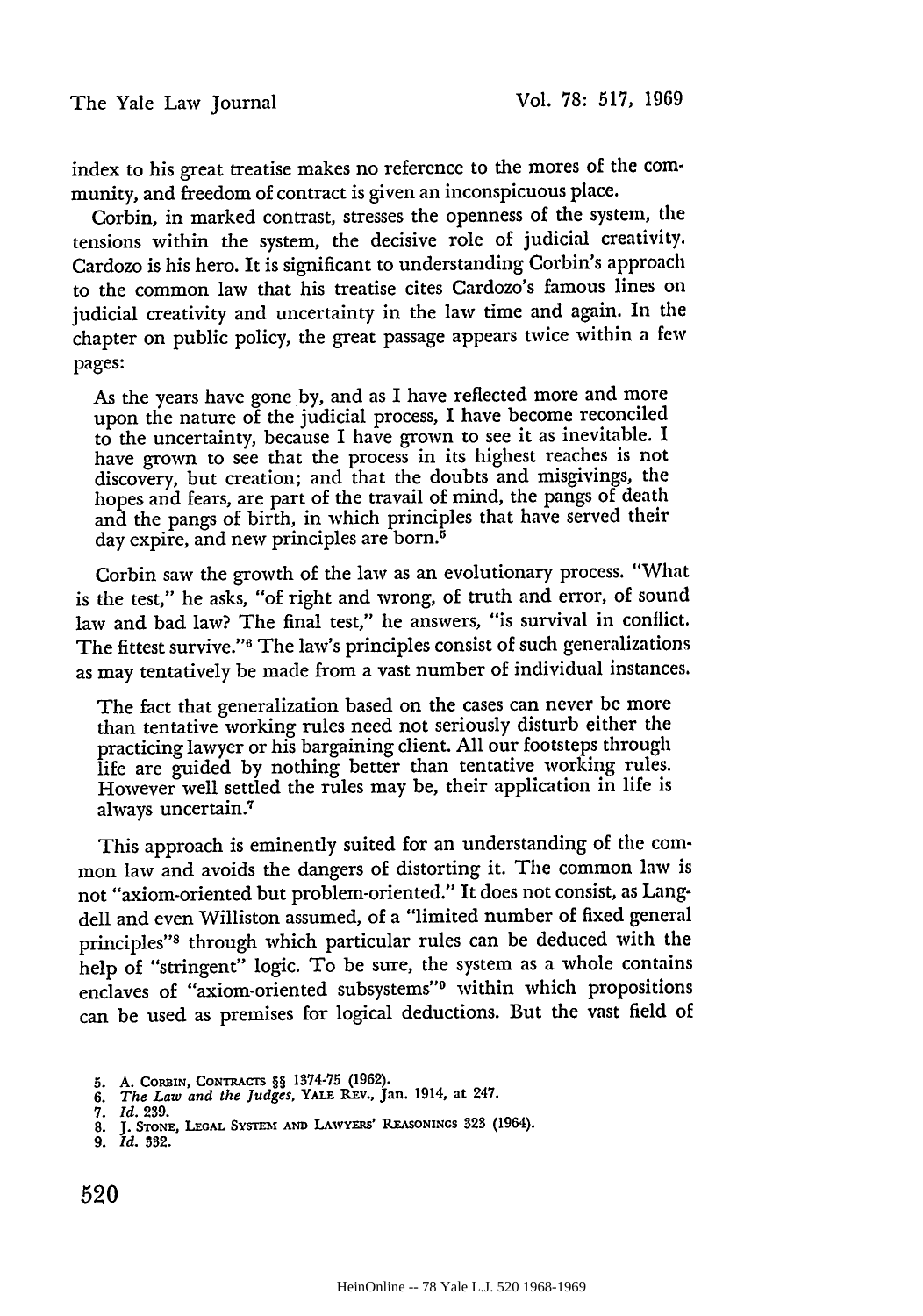index to his great treatise makes no reference to the mores of the community, and freedom of contract is given an inconspicuous place.

Corbin, in marked contrast, stresses the openness of the system, the tensions within the system, the decisive role of judicial creativity. Cardozo is his hero. It is significant to understanding Corbin's approach to the common law that his treatise cites Cardozo's famous lines on judicial creativity and uncertainty in the law time and again. In the chapter on public policy, the great passage appears twice within a few pages:

> As the years have gone by, and as I have reflected more and more upon the nature of the judicial process, I have become reconciled to the uncertainty, because I have grown to see it as inevitable. I have grown to see that the process in its highest reaches is not discovery, but creation; and that the doubts and misgivings, the hopes and fears, are part of the travail of mind, the pangs of death and the pangs of birth, in which principles that have served their day expire, and new principles are born.[5]

Corbin saw the growth of the law as an evolutionary process. "What is the test," he asks, "of right and wrong, of truth and error, of sound law and bad law? The final test," he answers, "is survival in conflict. The fittest survive."[6] The law's principles consist of such generalizations as may tentatively be made from a vast number of individual instances.

> The fact that generalization based on the cases can never be more than tentative working rules need not seriously disturb either the practicing lawyer or his bargaining client. All our footsteps through life are guided by nothing better than tentative working rules. However well settled the rules may be, their application in life is always uncertain.[7]

This approach is eminently suited for an understanding of the common law and avoids the dangers of distorting it. The common law is not "axiom-oriented but problem-oriented." It does not consist, as Langdell and even Williston assumed, of a "limited number of fixed general principles"[8] through which particular rules can be deduced with the help of "stringent" logic. To be sure, the system as a whole contains enclaves of "axiom-oriented subsystems"[9] within which propositions can be used as premises for logical deductions. But the vast field of

5. A. Corbin, Contracts §§ 1374-75 (1962).
6. *The Law and the Judges*, Yale Rev., Jan. 1914, at 247.
7. *Id.* 239.
8. J. Stone, Legal System and Lawyers' Reasonings 323 (1964).
9. *Id.* 332.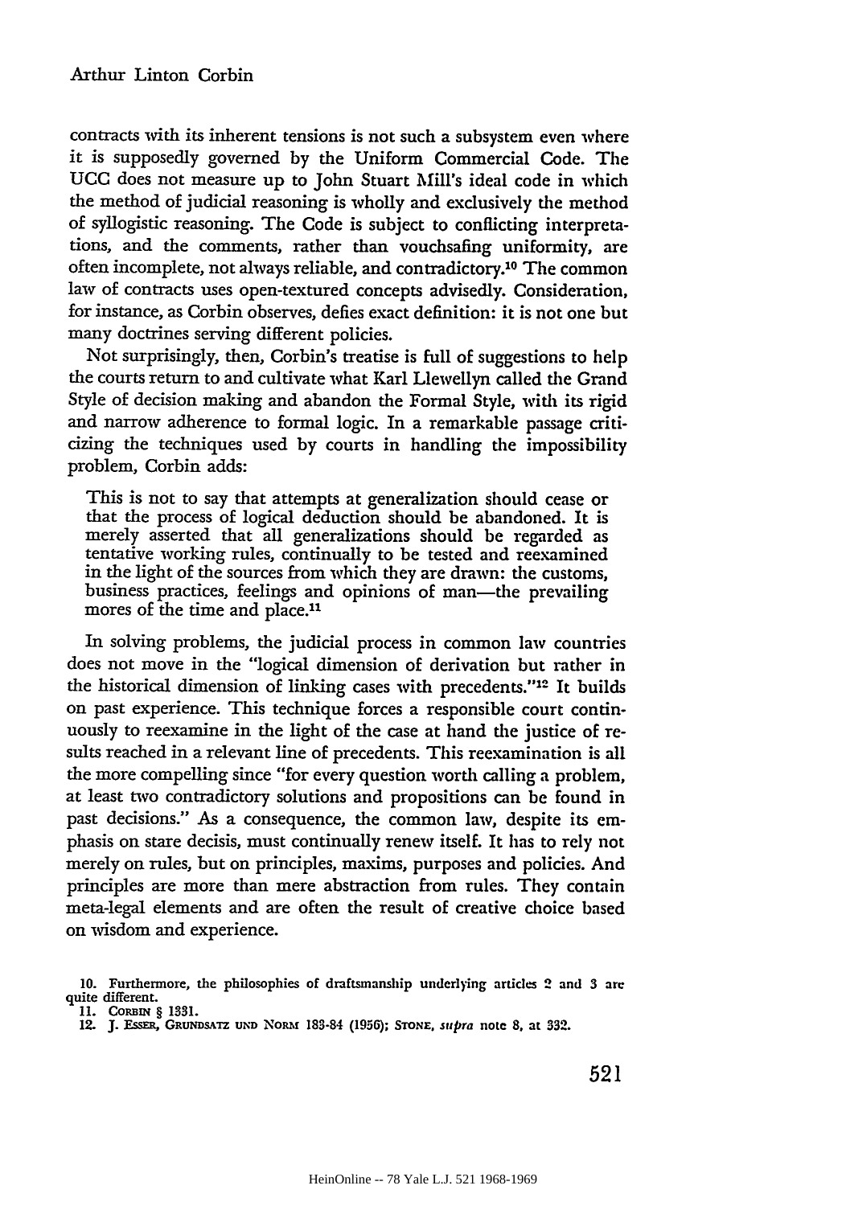contracts with its inherent tensions is not such a subsystem even where it is supposedly governed by the Uniform Commercial Code. The UCC does not measure up to John Stuart Mill's ideal code in which the method of judicial reasoning is wholly and exclusively the method of syllogistic reasoning. The Code is subject to conflicting interpretations, and the comments, rather than vouchsafing uniformity, are often incomplete, not always reliable, and contradictory.[10] The common law of contracts uses open-textured concepts advisedly. Consideration, for instance, as Corbin observes, defies exact definition: it is not one but many doctrines serving different policies.

Not surprisingly, then, Corbin's treatise is full of suggestions to help the courts return to and cultivate what Karl Llewellyn called the Grand Style of decision making and abandon the Formal Style, with its rigid and narrow adherence to formal logic. In a remarkable passage criticizing the techniques used by courts in handling the impossibility problem, Corbin adds:

> This is not to say that attempts at generalization should cease or that the process of logical deduction should be abandoned. It is merely asserted that all generalizations should be regarded as tentative working rules, continually to be tested and reexamined in the light of the sources from which they are drawn: the customs, business practices, feelings and opinions of man—the prevailing mores of the time and place.[11]

In solving problems, the judicial process in common law countries does not move in the "logical dimension of derivation but rather in the historical dimension of linking cases with precedents."[12] It builds on past experience. This technique forces a responsible court continuously to reexamine in the light of the case at hand the justice of results reached in a relevant line of precedents. This reexamination is all the more compelling since "for every question worth calling a problem, at least two contradictory solutions and propositions can be found in past decisions." As a consequence, the common law, despite its emphasis on stare decisis, must continually renew itself. It has to rely not merely on rules, but on principles, maxims, purposes and policies. And principles are more than mere abstraction from rules. They contain meta-legal elements and are often the result of creative choice based on wisdom and experience.

10. Furthermore, the philosophies of draftsmanship underlying articles 2 and 3 are quite different.

11. CORBIN § 1331.

12. J. ESSER, GRUNDSATZ UND NORM 183-84 (1956); STONE, *supra* note 8, at 332.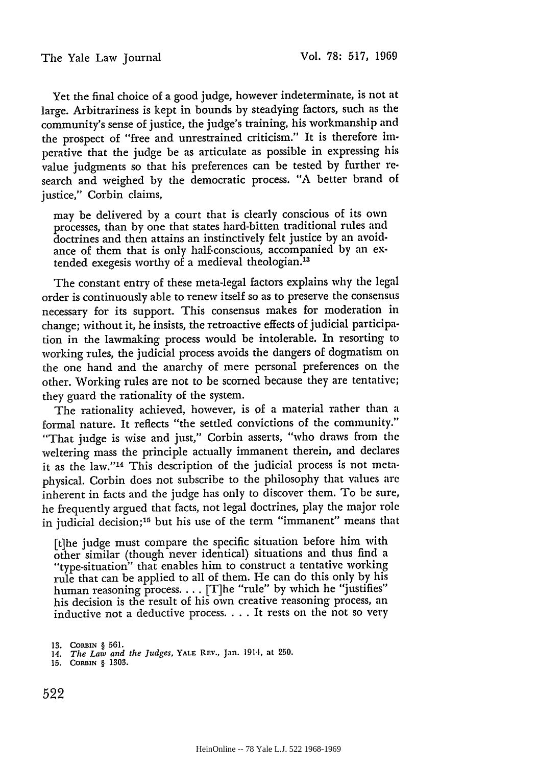Yet the final choice of a good judge, however indeterminate, is not at large. Arbitrariness is kept in bounds by steadying factors, such as the community's sense of justice, the judge's training, his workmanship and the prospect of "free and unrestrained criticism." It is therefore imperative that the judge be as articulate as possible in expressing his value judgments so that his preferences can be tested by further research and weighed by the democratic process. "A better brand of justice," Corbin claims,

> may be delivered by a court that is clearly conscious of its own processes, than by one that states hard-bitten traditional rules and doctrines and then attains an instinctively felt justice by an avoidance of them that is only half-conscious, accompanied by an extended exegesis worthy of a medieval theologian.[13]

The constant entry of these meta-legal factors explains why the legal order is continuously able to renew itself so as to preserve the consensus necessary for its support. This consensus makes for moderation in change; without it, he insists, the retroactive effects of judicial participation in the lawmaking process would be intolerable. In resorting to working rules, the judicial process avoids the dangers of dogmatism on the one hand and the anarchy of mere personal preferences on the other. Working rules are not to be scorned because they are tentative; they guard the rationality of the system.

The rationality achieved, however, is of a material rather than a formal nature. It reflects "the settled convictions of the community." "That judge is wise and just," Corbin asserts, "who draws from the weltering mass the principle actually immanent therein, and declares it as the law."[14] This description of the judicial process is not metaphysical. Corbin does not subscribe to the philosophy that values are inherent in facts and the judge has only to discover them. To be sure, he frequently argued that facts, not legal doctrines, play the major role in judicial decision;[15] but his use of the term "immanent" means that

> [t]he judge must compare the specific situation before him with other similar (though never identical) situations and thus find a "type-situation" that enables him to construct a tentative working rule that can be applied to all of them. He can do this only by his human reasoning process. . . . [T]he "rule" by which he "justifies" his decision is the result of his own creative reasoning process, an inductive not a deductive process. . . . It rests on the not so very

---

13. CORBIN § 561.
14. *The Law and the Judges*, YALE REV., Jan. 1914, at 250.
15. CORBIN § 1303.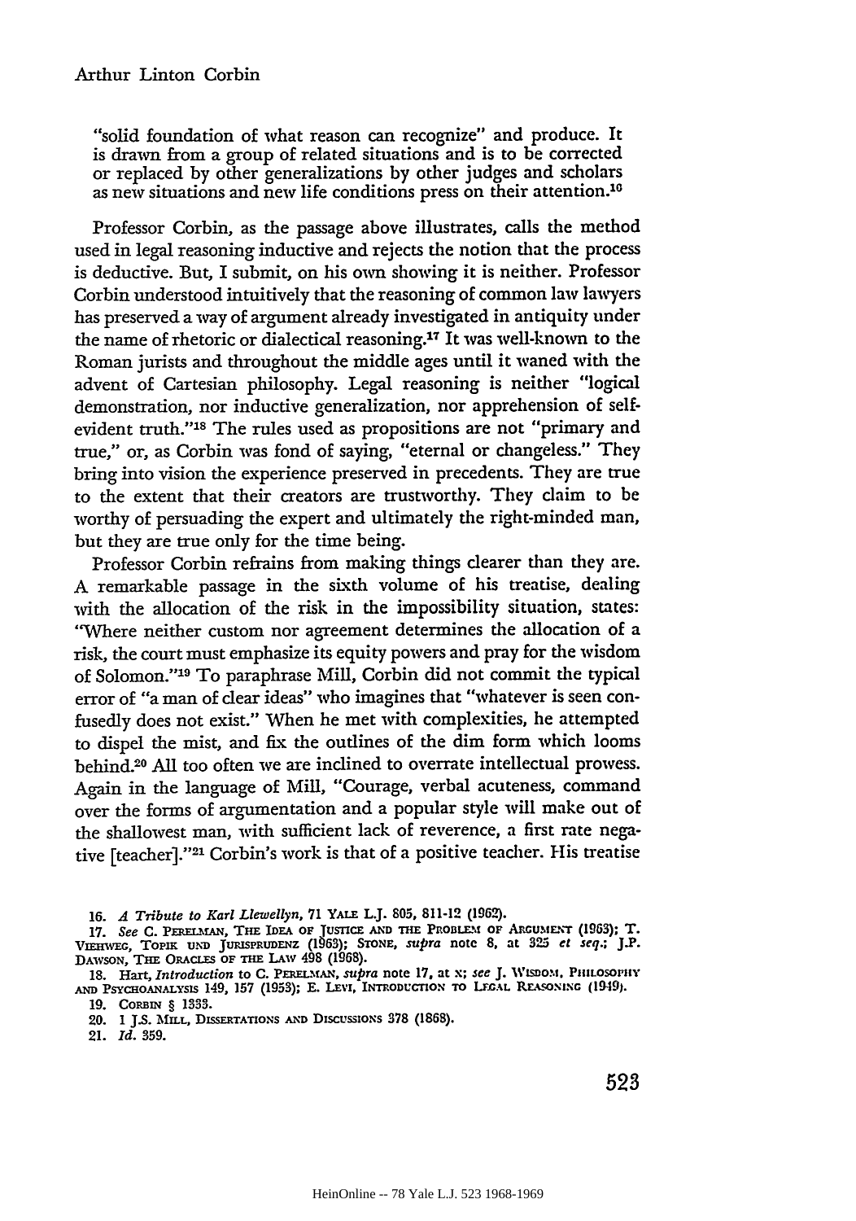"solid foundation of what reason can recognize" and produce. It is drawn from a group of related situations and is to be corrected or replaced by other generalizations by other judges and scholars as new situations and new life conditions press on their attention.[16]

Professor Corbin, as the passage above illustrates, calls the method used in legal reasoning inductive and rejects the notion that the process is deductive. But, I submit, on his own showing it is neither. Professor Corbin understood intuitively that the reasoning of common law lawyers has preserved a way of argument already investigated in antiquity under the name of rhetoric or dialectical reasoning.[17] It was well-known to the Roman jurists and throughout the middle ages until it waned with the advent of Cartesian philosophy. Legal reasoning is neither "logical demonstration, nor inductive generalization, nor apprehension of self-evident truth."[18] The rules used as propositions are not "primary and true," or, as Corbin was fond of saying, "eternal or changeless." They bring into vision the experience preserved in precedents. They are true to the extent that their creators are trustworthy. They claim to be worthy of persuading the expert and ultimately the right-minded man, but they are true only for the time being.

Professor Corbin refrains from making things clearer than they are. A remarkable passage in the sixth volume of his treatise, dealing with the allocation of the risk in the impossibility situation, states: "Where neither custom nor agreement determines the allocation of a risk, the court must emphasize its equity powers and pray for the wisdom of Solomon."[19] To paraphrase Mill, Corbin did not commit the typical error of "a man of clear ideas" who imagines that "whatever is seen confusedly does not exist." When he met with complexities, he attempted to dispel the mist, and fix the outlines of the dim form which looms behind.[20] All too often we are inclined to overrate intellectual prowess. Again in the language of Mill, "Courage, verbal acuteness, command over the forms of argumentation and a popular style will make out of the shallowest man, with sufficient lack of reverence, a first rate negative [teacher]."[21] Corbin's work is that of a positive teacher. His treatise

16. *A Tribute to Karl Llewellyn*, 71 YALE L.J. 805, 811-12 (1962).

17. *See* C. PERELMAN, THE IDEA OF JUSTICE AND THE PROBLEM OF ARGUMENT (1963); T. VIEHWEG, TOPIK UND JURISPRUDENZ (1963); STONE, *supra* note 8, at 325 *et seq.*; J.P. DAWSON, THE ORACLES OF THE LAW 498 (1968).

18. Hart, *Introduction* to C. PERELMAN, *supra* note 17, at x; *see* J. WISDOM, PHILOSOPHY AND PSYCHOANALYSIS 149, 157 (1953); E. LEVI, INTRODUCTION TO LEGAL REASONING (1949).

19. CORBIN § 1333.

20. 1 J.S. MILL, DISSERTATIONS AND DISCUSSIONS 378 (1868).

21. *Id.* 359.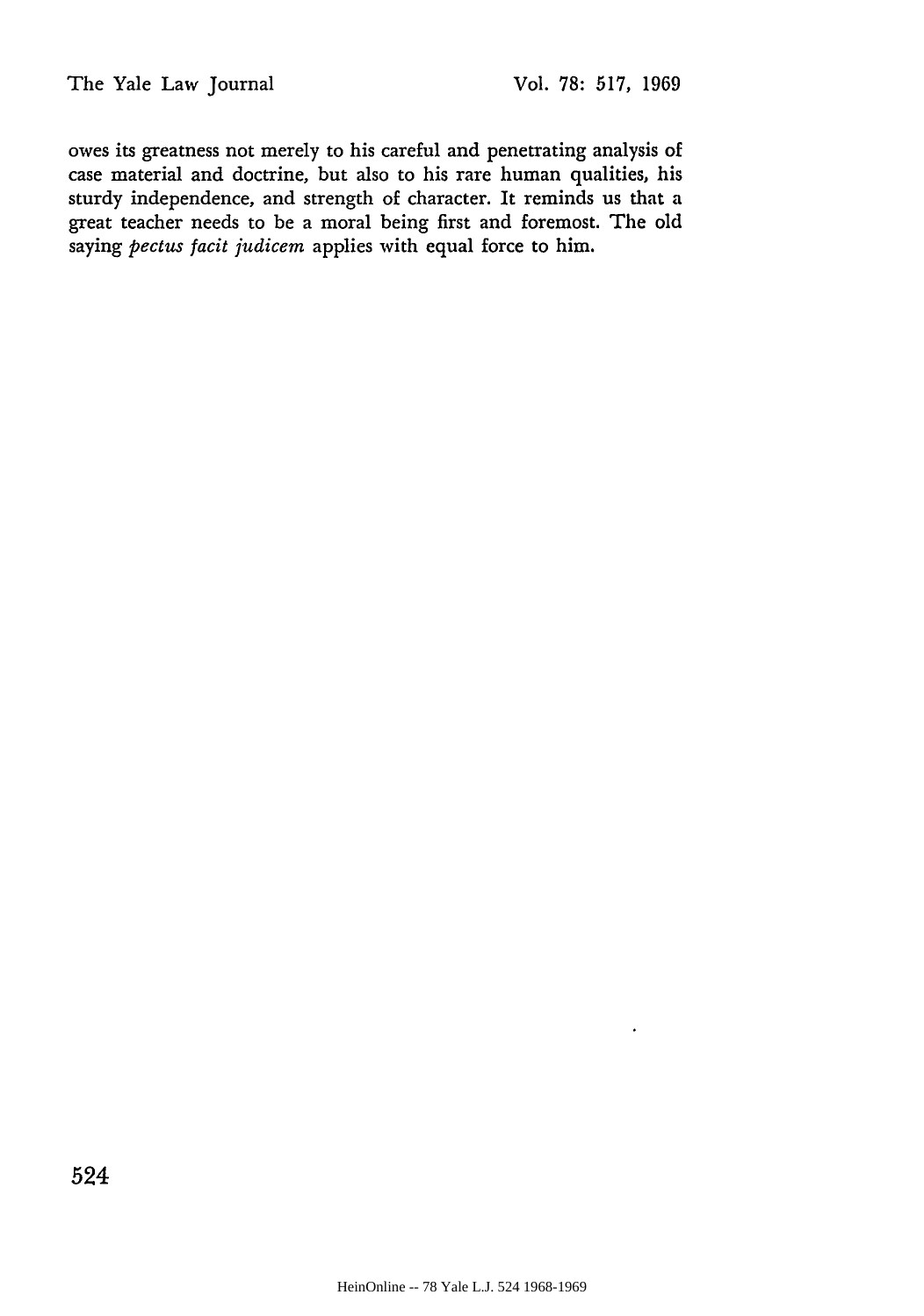owes its greatness not merely to his careful and penetrating analysis of case material and doctrine, but also to his rare human qualities, his sturdy independence, and strength of character. It reminds us that a great teacher needs to be a moral being first and foremost. The old saying *pectus facit judicem* applies with equal force to him.